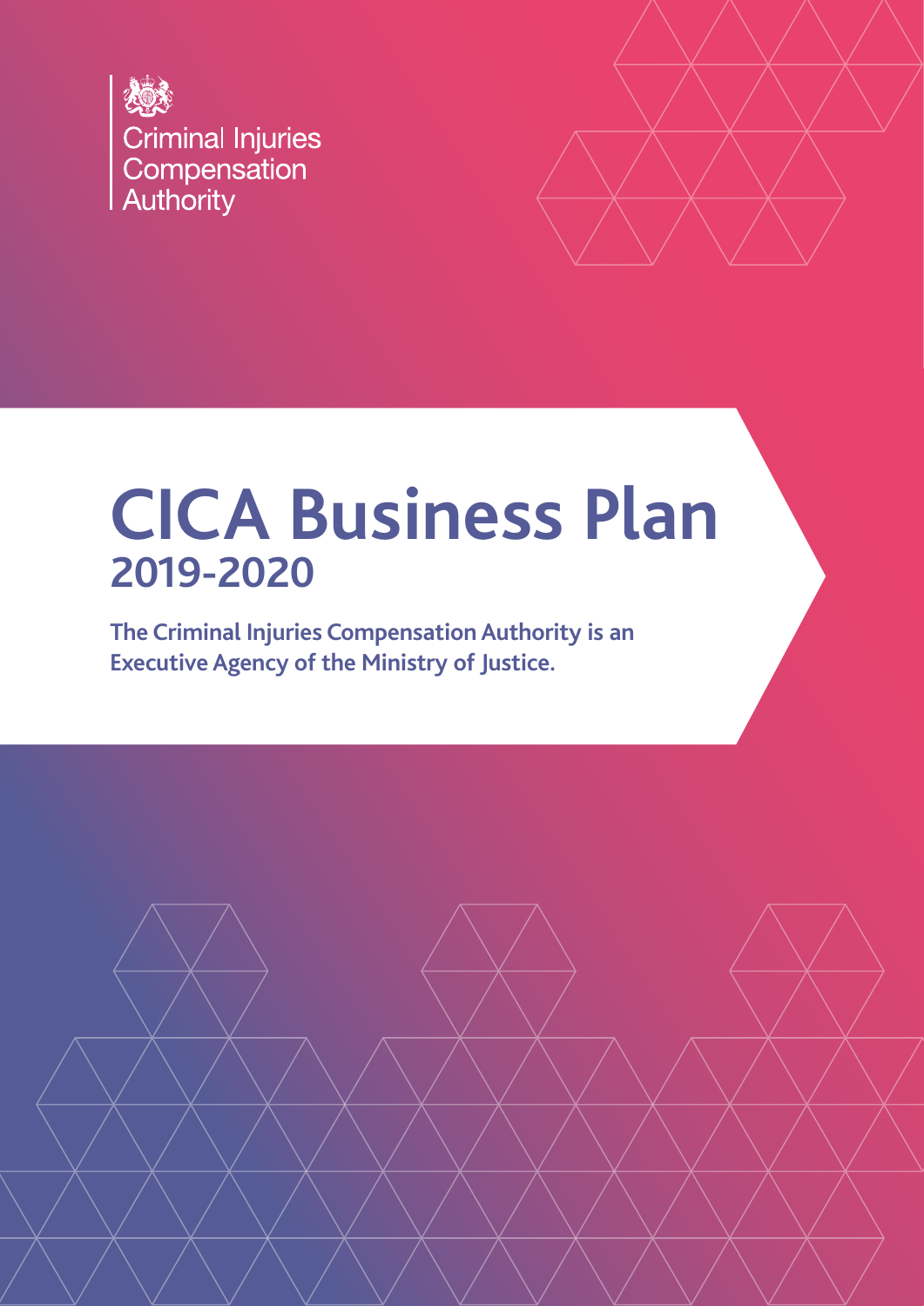Criminal Injuries Compensation Authority

# CICA Business Plan

## 2019-2020

**The Criminal Injuries Compensation Authority is an Executive Agency of the Ministry of Justice.**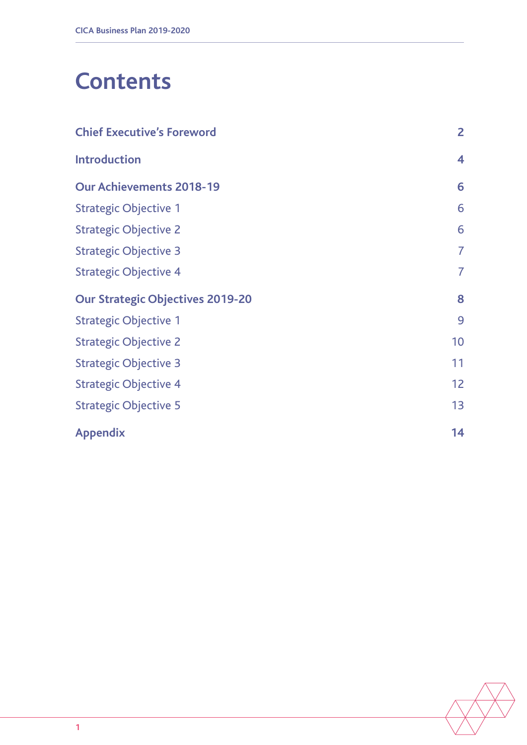# Contents

| | |
|---|---|
| **Chief Executive's Foreword** | **2** |
| **Introduction** | **4** |
| **Our Achievements 2018-19** | **6** |
| Strategic Objective 1 | 6 |
| Strategic Objective 2 | 6 |
| Strategic Objective 3 | 7 |
| Strategic Objective 4 | 7 |
| **Our Strategic Objectives 2019-20** | **8** |
| Strategic Objective 1 | 9 |
| Strategic Objective 2 | 10 |
| Strategic Objective 3 | 11 |
| Strategic Objective 4 | 12 |
| Strategic Objective 5 | 13 |
| **Appendix** | **14** |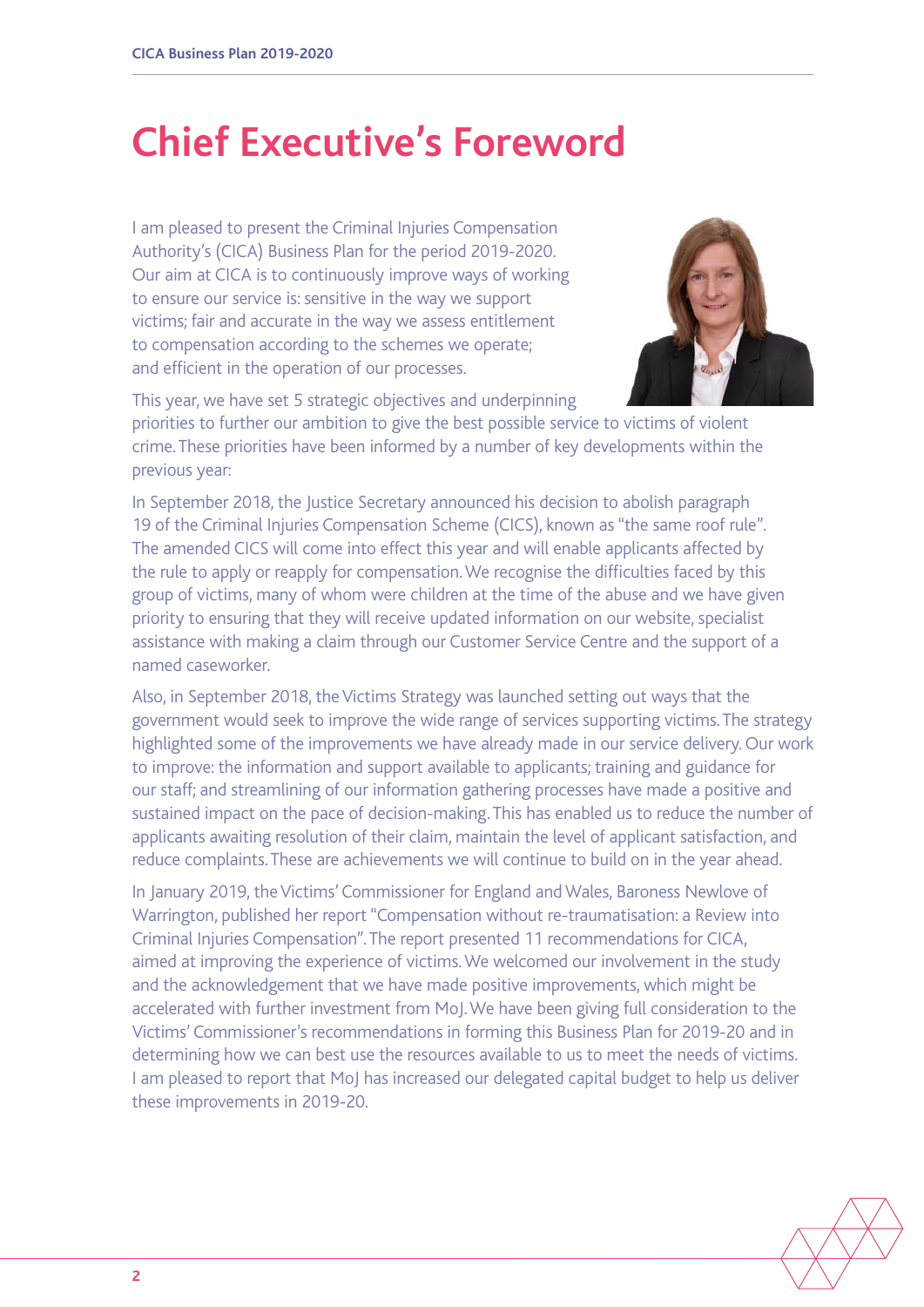# Chief Executive's Foreword

I am pleased to present the Criminal Injuries Compensation Authority's (CICA) Business Plan for the period 2019-2020. Our aim at CICA is to continuously improve ways of working to ensure our service is: sensitive in the way we support victims; fair and accurate in the way we assess entitlement to compensation according to the schemes we operate; and efficient in the operation of our processes.

This year, we have set 5 strategic objectives and underpinning priorities to further our ambition to give the best possible service to victims of violent crime. These priorities have been informed by a number of key developments within the previous year:

In September 2018, the Justice Secretary announced his decision to abolish paragraph 19 of the Criminal Injuries Compensation Scheme (CICS), known as "the same roof rule". The amended CICS will come into effect this year and will enable applicants affected by the rule to apply or reapply for compensation. We recognise the difficulties faced by this group of victims, many of whom were children at the time of the abuse and we have given priority to ensuring that they will receive updated information on our website, specialist assistance with making a claim through our Customer Service Centre and the support of a named caseworker.

Also, in September 2018, the Victims Strategy was launched setting out ways that the government would seek to improve the wide range of services supporting victims. The strategy highlighted some of the improvements we have already made in our service delivery. Our work to improve: the information and support available to applicants; training and guidance for our staff; and streamlining of our information gathering processes have made a positive and sustained impact on the pace of decision-making. This has enabled us to reduce the number of applicants awaiting resolution of their claim, maintain the level of applicant satisfaction, and reduce complaints. These are achievements we will continue to build on in the year ahead.

In January 2019, the Victims' Commissioner for England and Wales, Baroness Newlove of Warrington, published her report "Compensation without re-traumatisation: a Review into Criminal Injuries Compensation". The report presented 11 recommendations for CICA, aimed at improving the experience of victims. We welcomed our involvement in the study and the acknowledgement that we have made positive improvements, which might be accelerated with further investment from MoJ. We have been giving full consideration to the Victims' Commissioner's recommendations in forming this Business Plan for 2019-20 and in determining how we can best use the resources available to us to meet the needs of victims. I am pleased to report that MoJ has increased our delegated capital budget to help us deliver these improvements in 2019-20.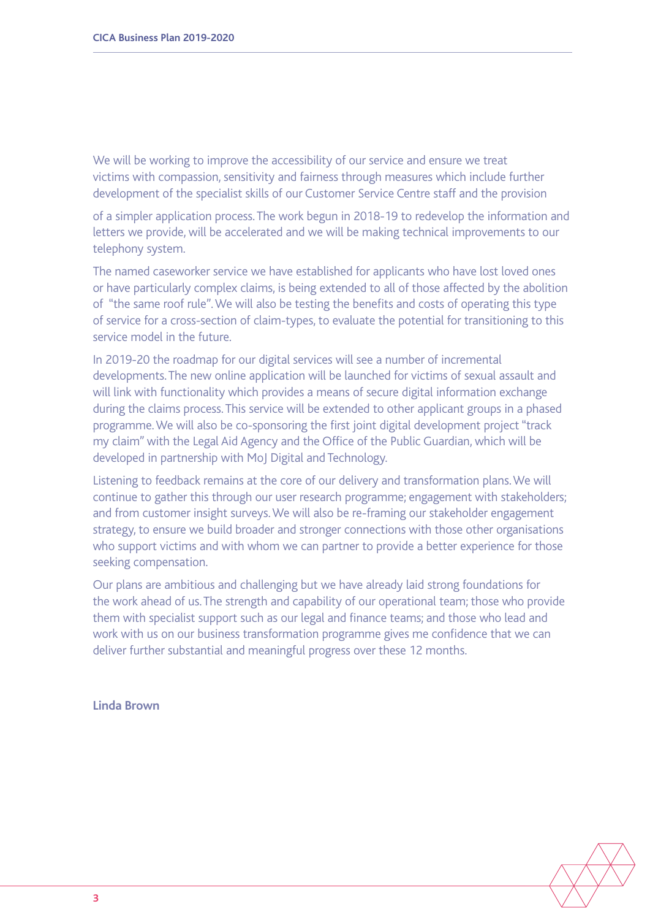We will be working to improve the accessibility of our service and ensure we treat victims with compassion, sensitivity and fairness through measures which include further development of the specialist skills of our Customer Service Centre staff and the provision of a simpler application process. The work begun in 2018-19 to redevelop the information and letters we provide, will be accelerated and we will be making technical improvements to our telephony system.

The named caseworker service we have established for applicants who have lost loved ones or have particularly complex claims, is being extended to all of those affected by the abolition of "the same roof rule". We will also be testing the benefits and costs of operating this type of service for a cross-section of claim-types, to evaluate the potential for transitioning to this service model in the future.

In 2019-20 the roadmap for our digital services will see a number of incremental developments. The new online application will be launched for victims of sexual assault and will link with functionality which provides a means of secure digital information exchange during the claims process. This service will be extended to other applicant groups in a phased programme. We will also be co-sponsoring the first joint digital development project "track my claim" with the Legal Aid Agency and the Office of the Public Guardian, which will be developed in partnership with MoJ Digital and Technology.

Listening to feedback remains at the core of our delivery and transformation plans. We will continue to gather this through our user research programme; engagement with stakeholders; and from customer insight surveys. We will also be re-framing our stakeholder engagement strategy, to ensure we build broader and stronger connections with those other organisations who support victims and with whom we can partner to provide a better experience for those seeking compensation.

Our plans are ambitious and challenging but we have already laid strong foundations for the work ahead of us. The strength and capability of our operational team; those who provide them with specialist support such as our legal and finance teams; and those who lead and work with us on our business transformation programme gives me confidence that we can deliver further substantial and meaningful progress over these 12 months.

**Linda Brown**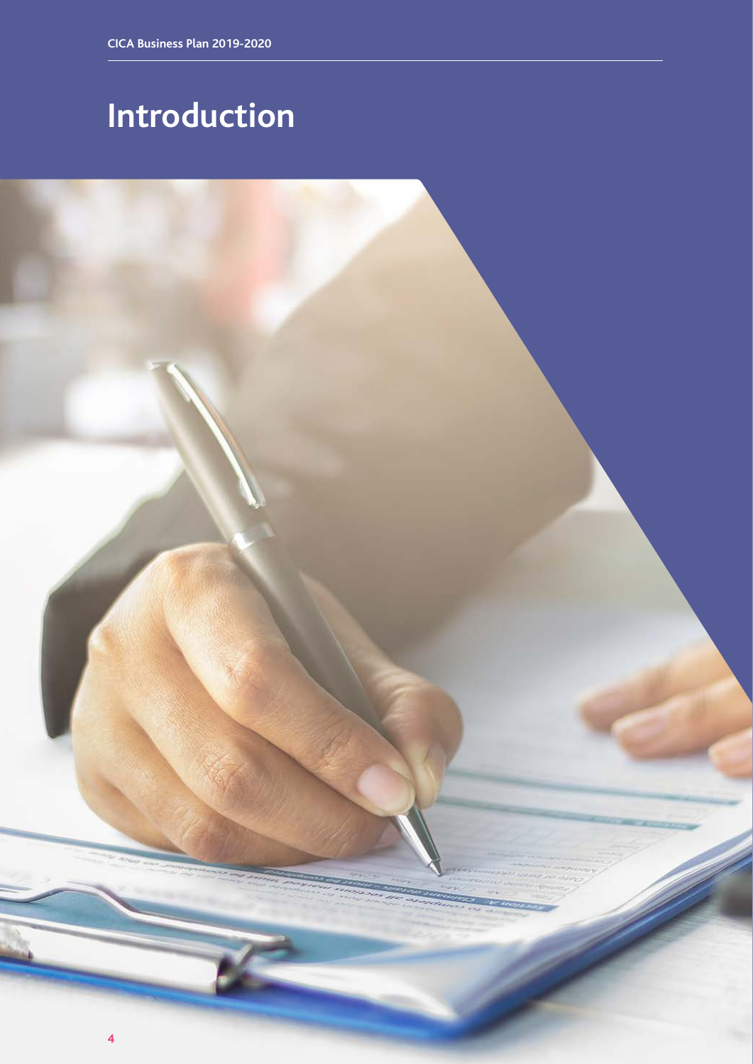# Introduction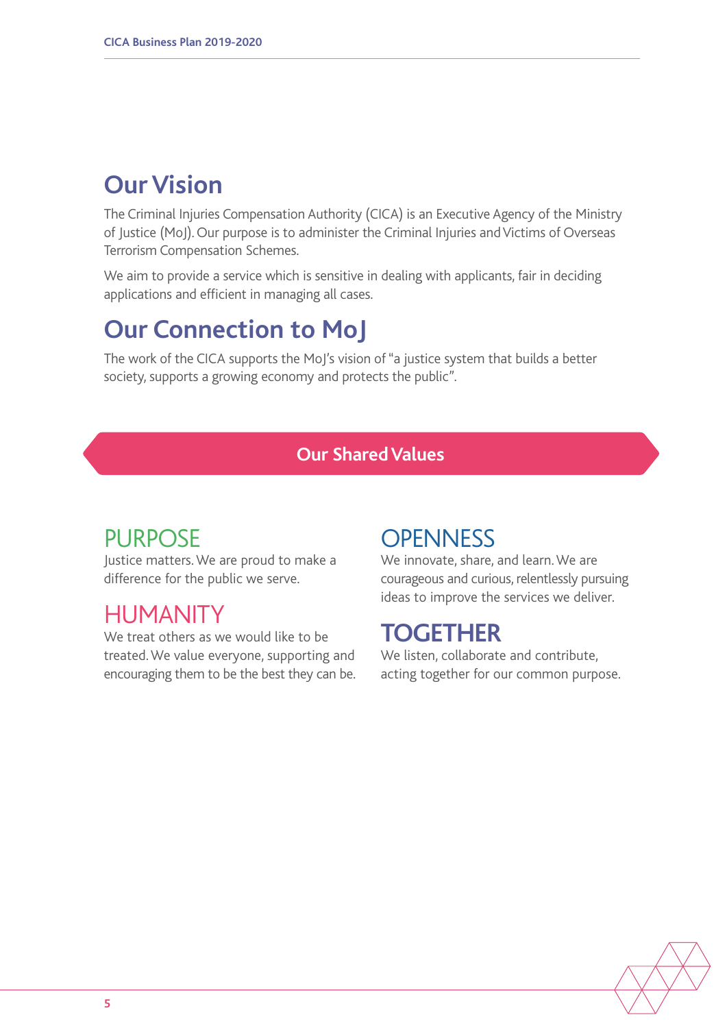## Our Vision

The Criminal Injuries Compensation Authority (CICA) is an Executive Agency of the Ministry of Justice (MoJ). Our purpose is to administer the Criminal Injuries and Victims of Overseas Terrorism Compensation Schemes.

We aim to provide a service which is sensitive in dealing with applicants, fair in deciding applications and efficient in managing all cases.

## Our Connection to MoJ

The work of the CICA supports the MoJ's vision of "a justice system that builds a better society, supports a growing economy and protects the public".

### Our Shared Values

#### PURPOSE

Justice matters. We are proud to make a difference for the public we serve.

#### HUMANITY

We treat others as we would like to be treated. We value everyone, supporting and encouraging them to be the best they can be.

#### OPENNESS

We innovate, share, and learn. We are courageous and curious, relentlessly pursuing ideas to improve the services we deliver.

#### TOGETHER

We listen, collaborate and contribute, acting together for our common purpose.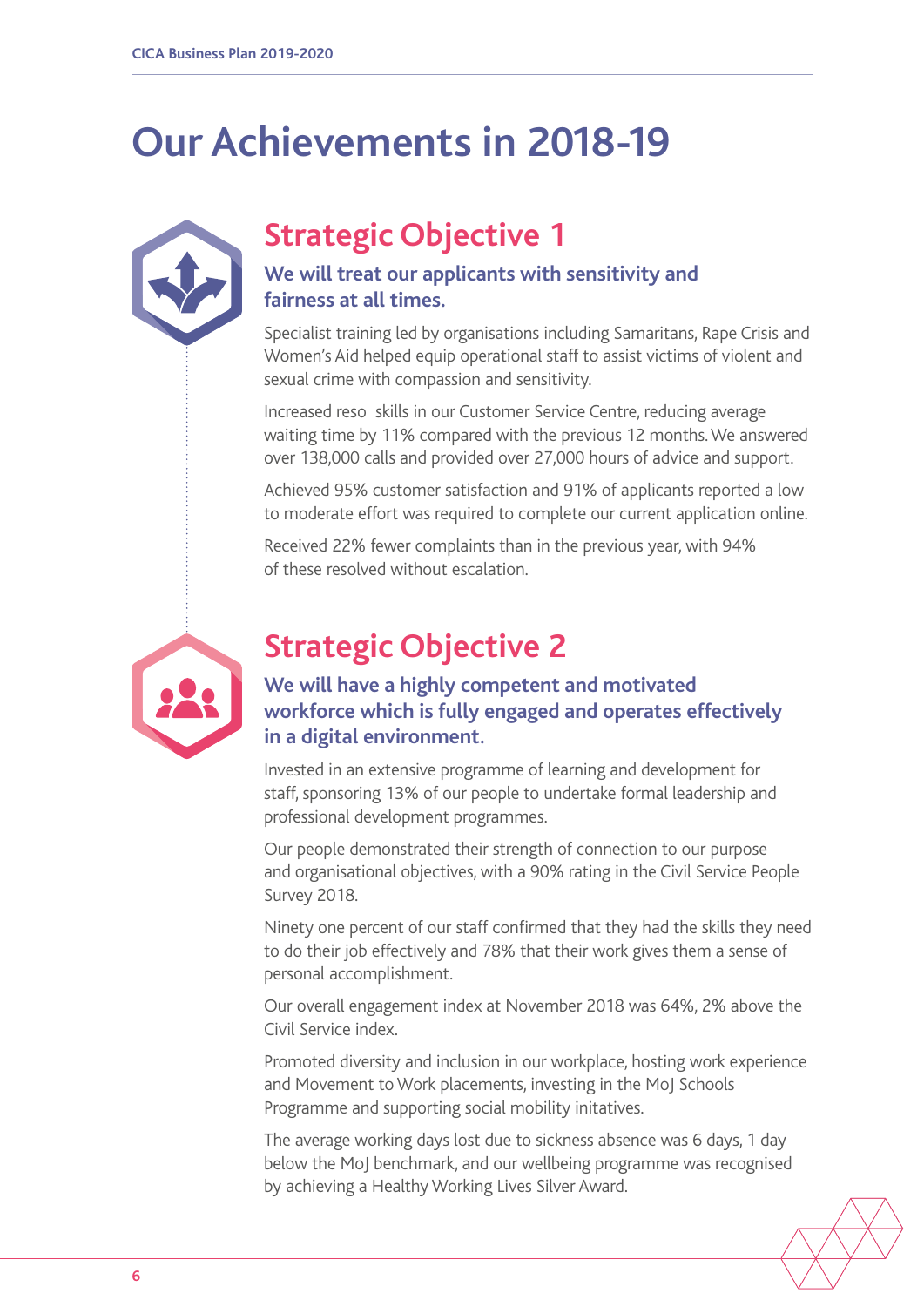# Our Achievements in 2018-19

## Strategic Objective 1

### We will treat our applicants with sensitivity and fairness at all times.

Specialist training led by organisations including Samaritans, Rape Crisis and Women's Aid helped equip operational staff to assist victims of violent and sexual crime with compassion and sensitivity.

Increased reso  skills in our Customer Service Centre, reducing average waiting time by 11% compared with the previous 12 months. We answered over 138,000 calls and provided over 27,000 hours of advice and support.

Achieved 95% customer satisfaction and 91% of applicants reported a low to moderate effort was required to complete our current application online.

Received 22% fewer complaints than in the previous year, with 94% of these resolved without escalation.

## Strategic Objective 2

### We will have a highly competent and motivated workforce which is fully engaged and operates effectively in a digital environment.

Invested in an extensive programme of learning and development for staff, sponsoring 13% of our people to undertake formal leadership and professional development programmes.

Our people demonstrated their strength of connection to our purpose and organisational objectives, with a 90% rating in the Civil Service People Survey 2018.

Ninety one percent of our staff confirmed that they had the skills they need to do their job effectively and 78% that their work gives them a sense of personal accomplishment.

Our overall engagement index at November 2018 was 64%, 2% above the Civil Service index.

Promoted diversity and inclusion in our workplace, hosting work experience and Movement to Work placements, investing in the MoJ Schools Programme and supporting social mobility initatives.

The average working days lost due to sickness absence was 6 days, 1 day below the MoJ benchmark, and our wellbeing programme was recognised by achieving a Healthy Working Lives Silver Award.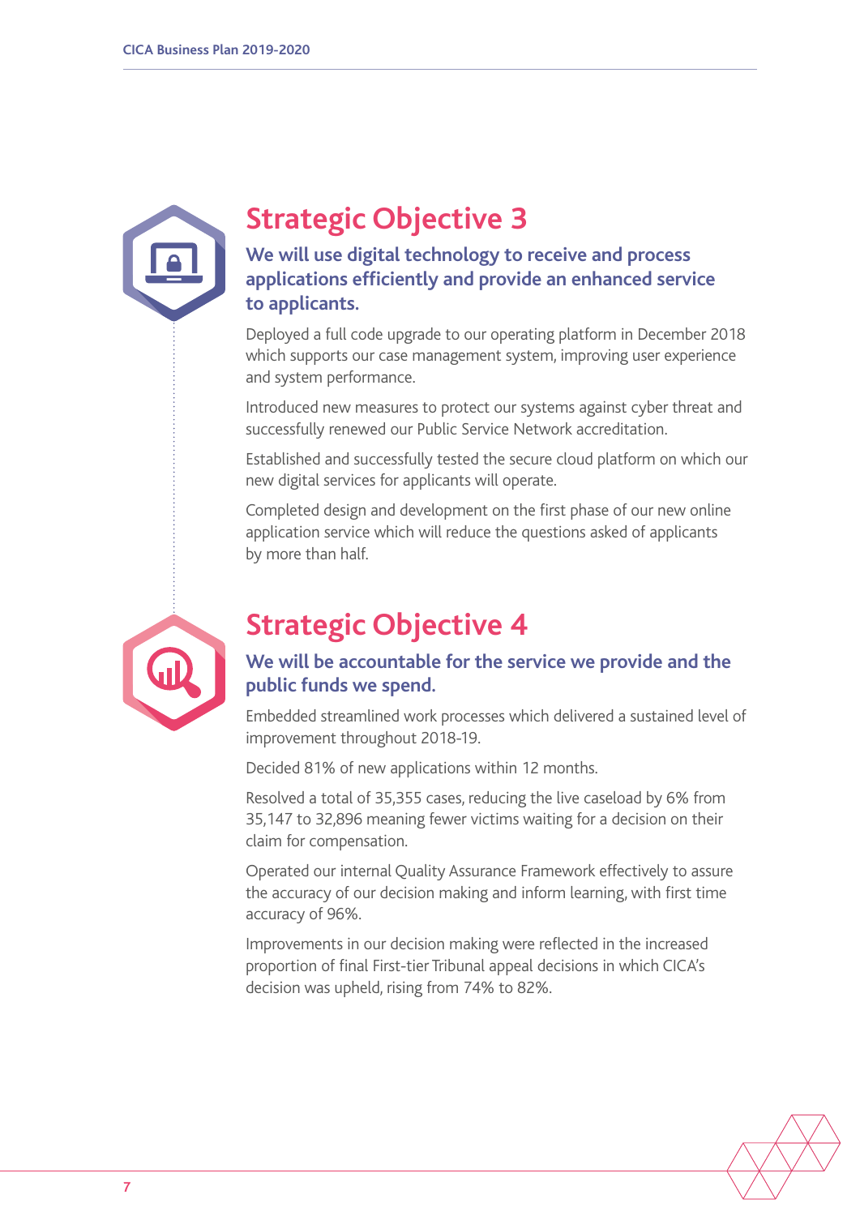## Strategic Objective 3

### We will use digital technology to receive and process applications efficiently and provide an enhanced service to applicants.

Deployed a full code upgrade to our operating platform in December 2018 which supports our case management system, improving user experience and system performance.

Introduced new measures to protect our systems against cyber threat and successfully renewed our Public Service Network accreditation.

Established and successfully tested the secure cloud platform on which our new digital services for applicants will operate.

Completed design and development on the first phase of our new online application service which will reduce the questions asked of applicants by more than half.

## Strategic Objective 4

### We will be accountable for the service we provide and the public funds we spend.

Embedded streamlined work processes which delivered a sustained level of improvement throughout 2018-19.

Decided 81% of new applications within 12 months.

Resolved a total of 35,355 cases, reducing the live caseload by 6% from 35,147 to 32,896 meaning fewer victims waiting for a decision on their claim for compensation.

Operated our internal Quality Assurance Framework effectively to assure the accuracy of our decision making and inform learning, with first time accuracy of 96%.

Improvements in our decision making were reflected in the increased proportion of final First-tier Tribunal appeal decisions in which CICA's decision was upheld, rising from 74% to 82%.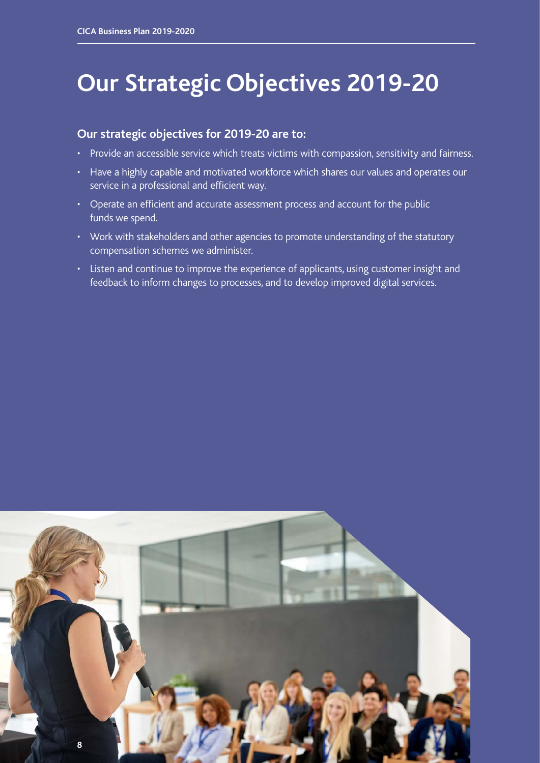# Our Strategic Objectives 2019-20

**Our strategic objectives for 2019-20 are to:**

- Provide an accessible service which treats victims with compassion, sensitivity and fairness.
- Have a highly capable and motivated workforce which shares our values and operates our service in a professional and efficient way.
- Operate an efficient and accurate assessment process and account for the public funds we spend.
- Work with stakeholders and other agencies to promote understanding of the statutory compensation schemes we administer.
- Listen and continue to improve the experience of applicants, using customer insight and feedback to inform changes to processes, and to develop improved digital services.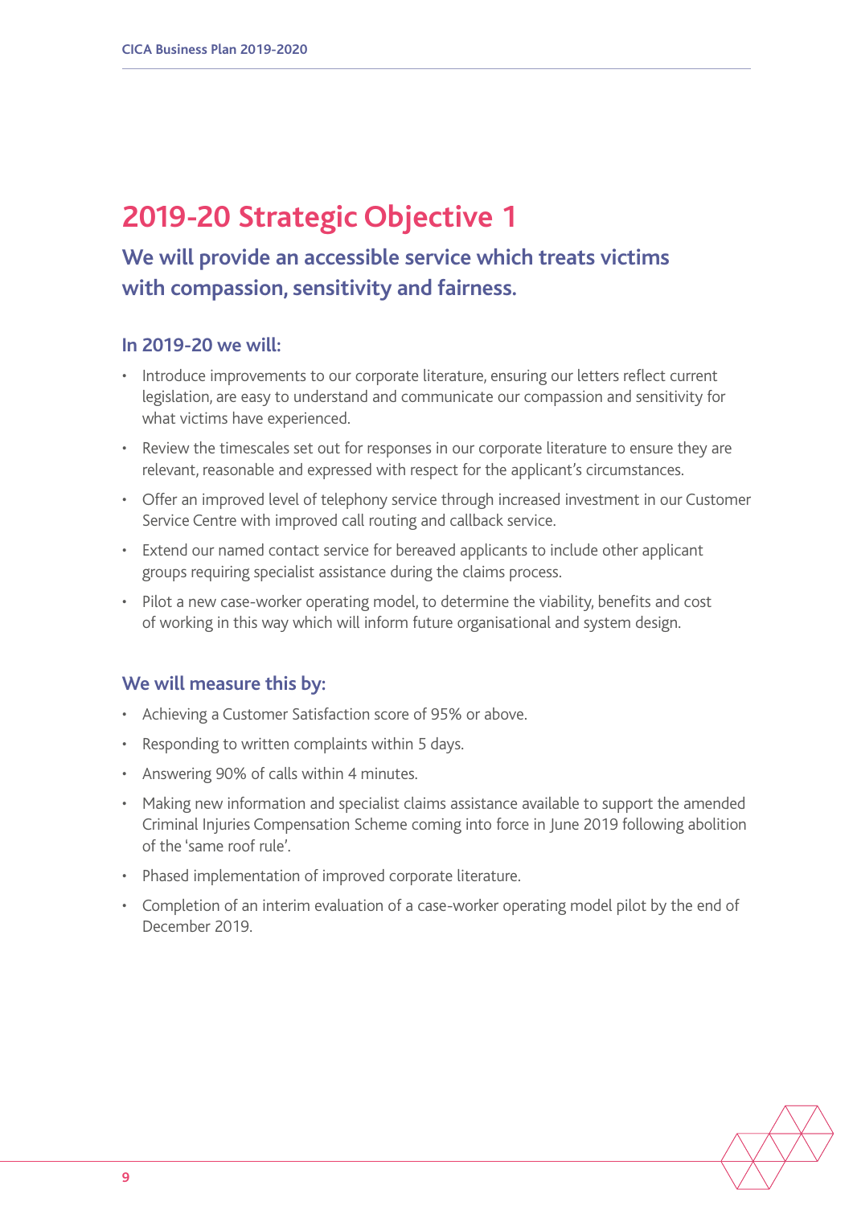# 2019-20 Strategic Objective 1

## We will provide an accessible service which treats victims with compassion, sensitivity and fairness.

### In 2019-20 we will:

- Introduce improvements to our corporate literature, ensuring our letters reflect current legislation, are easy to understand and communicate our compassion and sensitivity for what victims have experienced.
- Review the timescales set out for responses in our corporate literature to ensure they are relevant, reasonable and expressed with respect for the applicant's circumstances.
- Offer an improved level of telephony service through increased investment in our Customer Service Centre with improved call routing and callback service.
- Extend our named contact service for bereaved applicants to include other applicant groups requiring specialist assistance during the claims process.
- Pilot a new case-worker operating model, to determine the viability, benefits and cost of working in this way which will inform future organisational and system design.

### We will measure this by:

- Achieving a Customer Satisfaction score of 95% or above.
- Responding to written complaints within 5 days.
- Answering 90% of calls within 4 minutes.
- Making new information and specialist claims assistance available to support the amended Criminal Injuries Compensation Scheme coming into force in June 2019 following abolition of the 'same roof rule'.
- Phased implementation of improved corporate literature.
- Completion of an interim evaluation of a case-worker operating model pilot by the end of December 2019.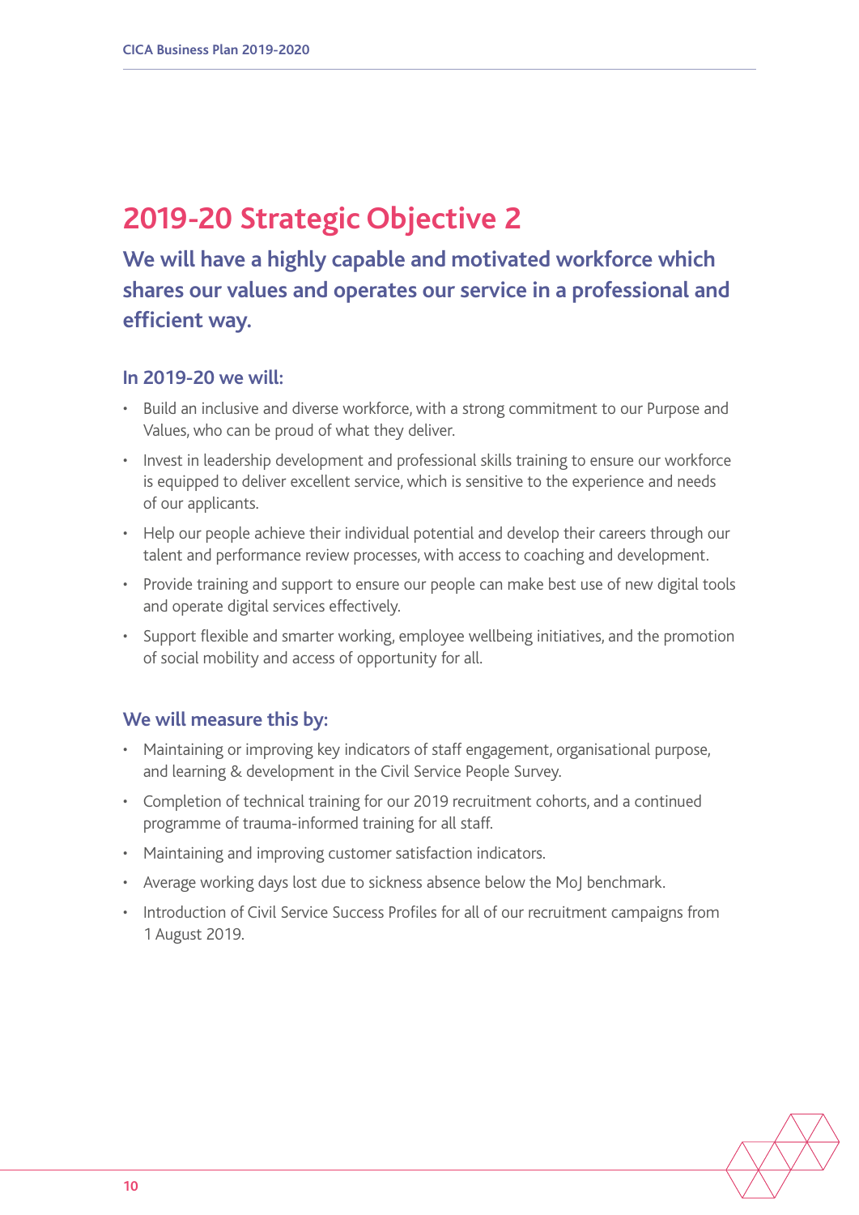# 2019-20 Strategic Objective 2

## We will have a highly capable and motivated workforce which shares our values and operates our service in a professional and efficient way.

### In 2019-20 we will:

- Build an inclusive and diverse workforce, with a strong commitment to our Purpose and Values, who can be proud of what they deliver.
- Invest in leadership development and professional skills training to ensure our workforce is equipped to deliver excellent service, which is sensitive to the experience and needs of our applicants.
- Help our people achieve their individual potential and develop their careers through our talent and performance review processes, with access to coaching and development.
- Provide training and support to ensure our people can make best use of new digital tools and operate digital services effectively.
- Support flexible and smarter working, employee wellbeing initiatives, and the promotion of social mobility and access of opportunity for all.

### We will measure this by:

- Maintaining or improving key indicators of staff engagement, organisational purpose, and learning & development in the Civil Service People Survey.
- Completion of technical training for our 2019 recruitment cohorts, and a continued programme of trauma-informed training for all staff.
- Maintaining and improving customer satisfaction indicators.
- Average working days lost due to sickness absence below the MoJ benchmark.
- Introduction of Civil Service Success Profiles for all of our recruitment campaigns from 1 August 2019.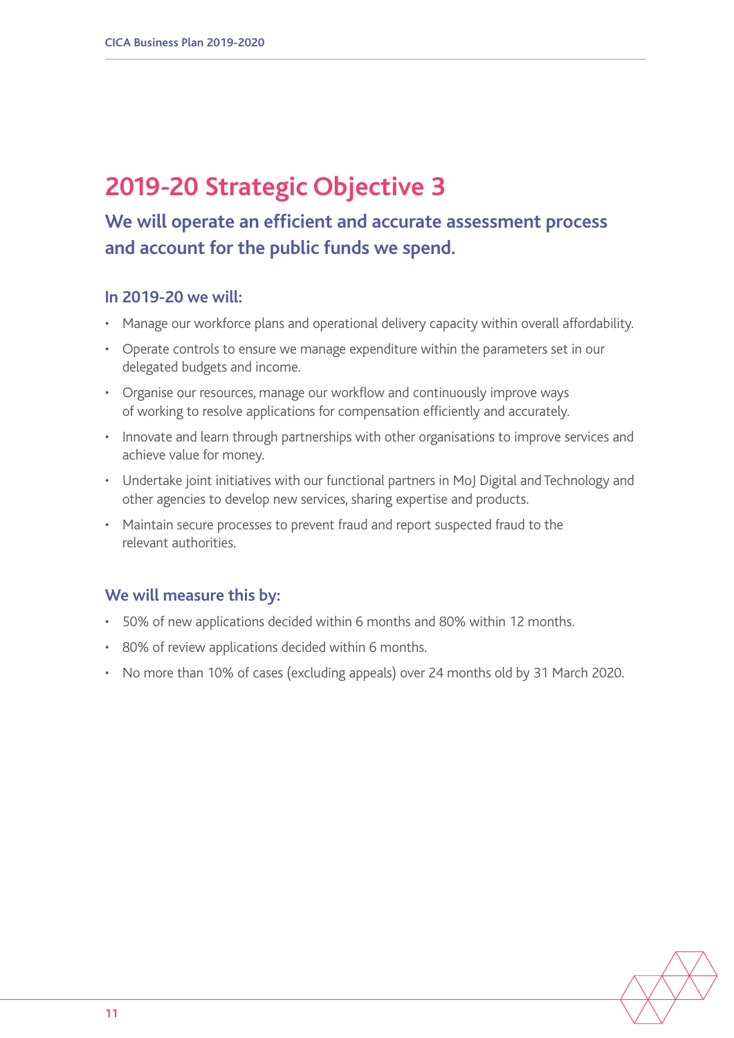# 2019-20 Strategic Objective 3

## We will operate an efficient and accurate assessment process and account for the public funds we spend.

### In 2019-20 we will:

- Manage our workforce plans and operational delivery capacity within overall affordability.
- Operate controls to ensure we manage expenditure within the parameters set in our delegated budgets and income.
- Organise our resources, manage our workflow and continuously improve ways of working to resolve applications for compensation efficiently and accurately.
- Innovate and learn through partnerships with other organisations to improve services and achieve value for money.
- Undertake joint initiatives with our functional partners in MoJ Digital and Technology and other agencies to develop new services, sharing expertise and products.
- Maintain secure processes to prevent fraud and report suspected fraud to the relevant authorities.

### We will measure this by:

- 50% of new applications decided within 6 months and 80% within 12 months.
- 80% of review applications decided within 6 months.
- No more than 10% of cases (excluding appeals) over 24 months old by 31 March 2020.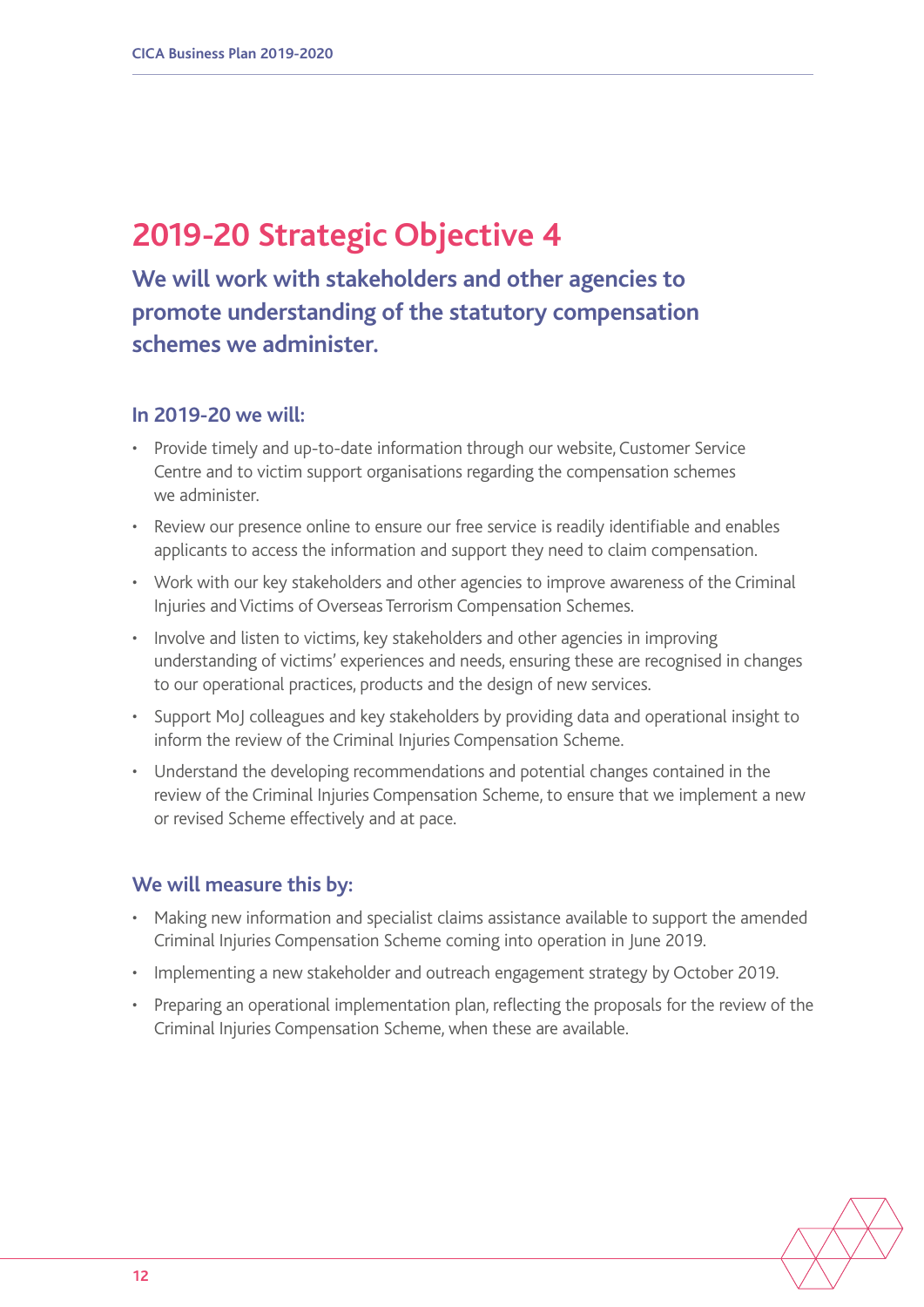# 2019-20 Strategic Objective 4

## We will work with stakeholders and other agencies to promote understanding of the statutory compensation schemes we administer.

### In 2019-20 we will:

- Provide timely and up-to-date information through our website, Customer Service Centre and to victim support organisations regarding the compensation schemes we administer.
- Review our presence online to ensure our free service is readily identifiable and enables applicants to access the information and support they need to claim compensation.
- Work with our key stakeholders and other agencies to improve awareness of the Criminal Injuries and Victims of Overseas Terrorism Compensation Schemes.
- Involve and listen to victims, key stakeholders and other agencies in improving understanding of victims' experiences and needs, ensuring these are recognised in changes to our operational practices, products and the design of new services.
- Support MoJ colleagues and key stakeholders by providing data and operational insight to inform the review of the Criminal Injuries Compensation Scheme.
- Understand the developing recommendations and potential changes contained in the review of the Criminal Injuries Compensation Scheme, to ensure that we implement a new or revised Scheme effectively and at pace.

### We will measure this by:

- Making new information and specialist claims assistance available to support the amended Criminal Injuries Compensation Scheme coming into operation in June 2019.
- Implementing a new stakeholder and outreach engagement strategy by October 2019.
- Preparing an operational implementation plan, reflecting the proposals for the review of the Criminal Injuries Compensation Scheme, when these are available.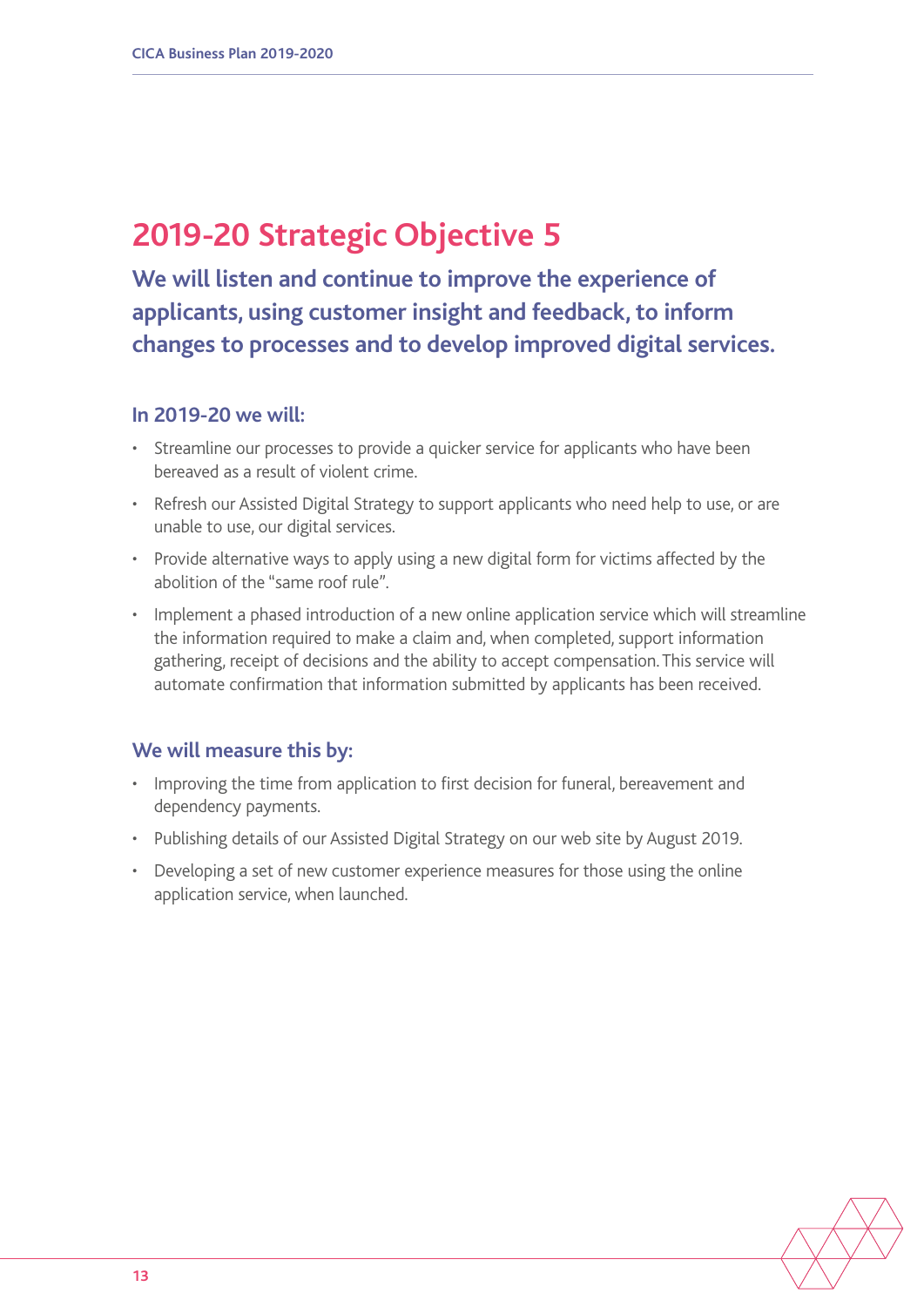# 2019-20 Strategic Objective 5

## We will listen and continue to improve the experience of applicants, using customer insight and feedback, to inform changes to processes and to develop improved digital services.

### In 2019-20 we will:

- Streamline our processes to provide a quicker service for applicants who have been bereaved as a result of violent crime.
- Refresh our Assisted Digital Strategy to support applicants who need help to use, or are unable to use, our digital services.
- Provide alternative ways to apply using a new digital form for victims affected by the abolition of the "same roof rule".
- Implement a phased introduction of a new online application service which will streamline the information required to make a claim and, when completed, support information gathering, receipt of decisions and the ability to accept compensation. This service will automate confirmation that information submitted by applicants has been received.

### We will measure this by:

- Improving the time from application to first decision for funeral, bereavement and dependency payments.
- Publishing details of our Assisted Digital Strategy on our web site by August 2019.
- Developing a set of new customer experience measures for those using the online application service, when launched.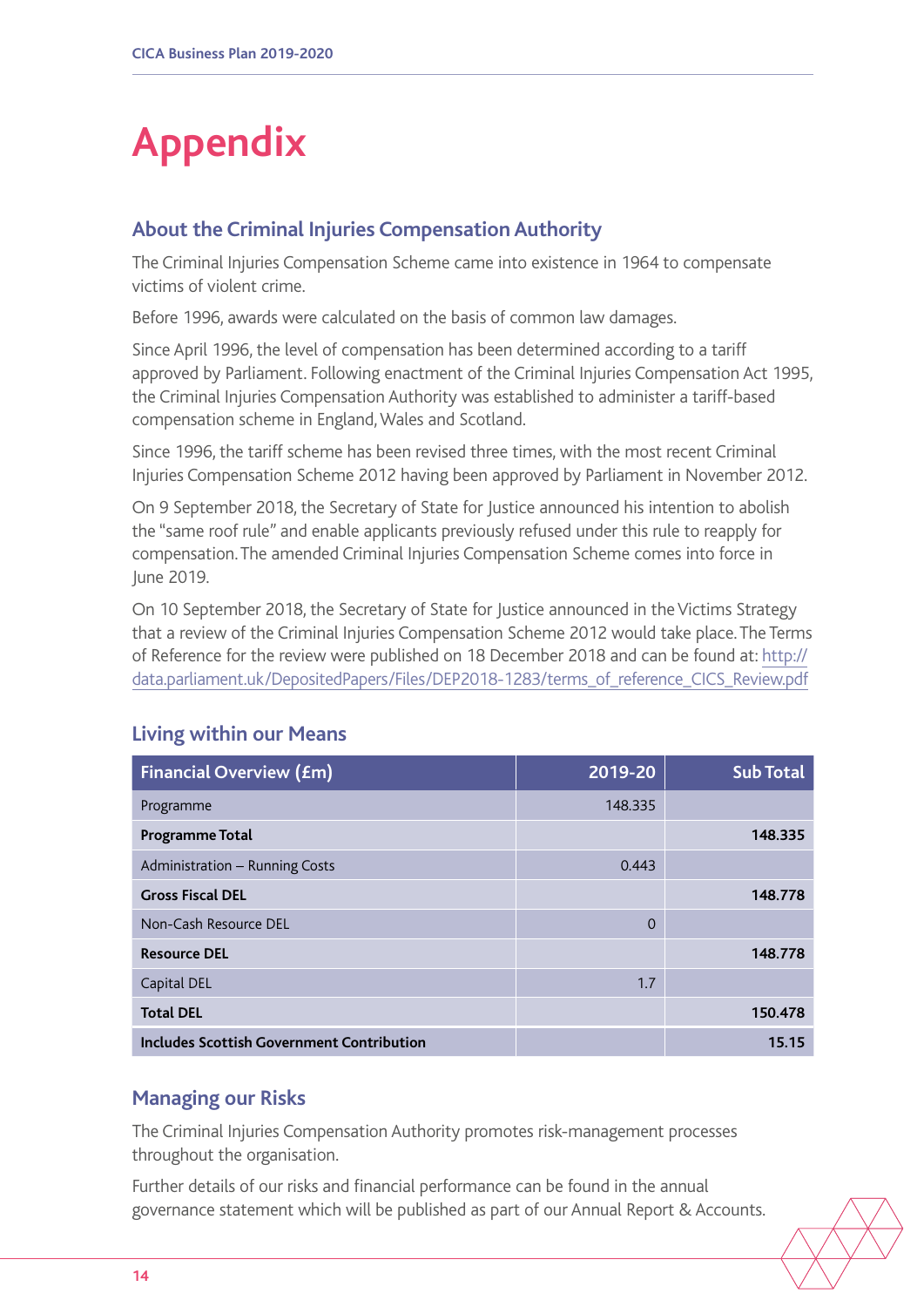# Appendix

## About the Criminal Injuries Compensation Authority

The Criminal Injuries Compensation Scheme came into existence in 1964 to compensate victims of violent crime.

Before 1996, awards were calculated on the basis of common law damages.

Since April 1996, the level of compensation has been determined according to a tariff approved by Parliament. Following enactment of the Criminal Injuries Compensation Act 1995, the Criminal Injuries Compensation Authority was established to administer a tariff-based compensation scheme in England, Wales and Scotland.

Since 1996, the tariff scheme has been revised three times, with the most recent Criminal Injuries Compensation Scheme 2012 having been approved by Parliament in November 2012.

On 9 September 2018, the Secretary of State for Justice announced his intention to abolish the "same roof rule" and enable applicants previously refused under this rule to reapply for compensation. The amended Criminal Injuries Compensation Scheme comes into force in June 2019.

On 10 September 2018, the Secretary of State for Justice announced in the Victims Strategy that a review of the Criminal Injuries Compensation Scheme 2012 would take place. The Terms of Reference for the review were published on 18 December 2018 and can be found at: http://data.parliament.uk/DepositedPapers/Files/DEP2018-1283/terms_of_reference_CICS_Review.pdf

## Living within our Means

| Financial Overview (£m) | 2019-20 | Sub Total |
|---|---|---|
| Programme | 148.335 | |
| **Programme Total** | | **148.335** |
| Administration – Running Costs | 0.443 | |
| **Gross Fiscal DEL** | | **148.778** |
| Non-Cash Resource DEL | 0 | |
| **Resource DEL** | | **148.778** |
| Capital DEL | 1.7 | |
| **Total DEL** | | **150.478** |
| **Includes Scottish Government Contribution** | | **15.15** |

## Managing our Risks

The Criminal Injuries Compensation Authority promotes risk-management processes throughout the organisation.

Further details of our risks and financial performance can be found in the annual governance statement which will be published as part of our Annual Report & Accounts.